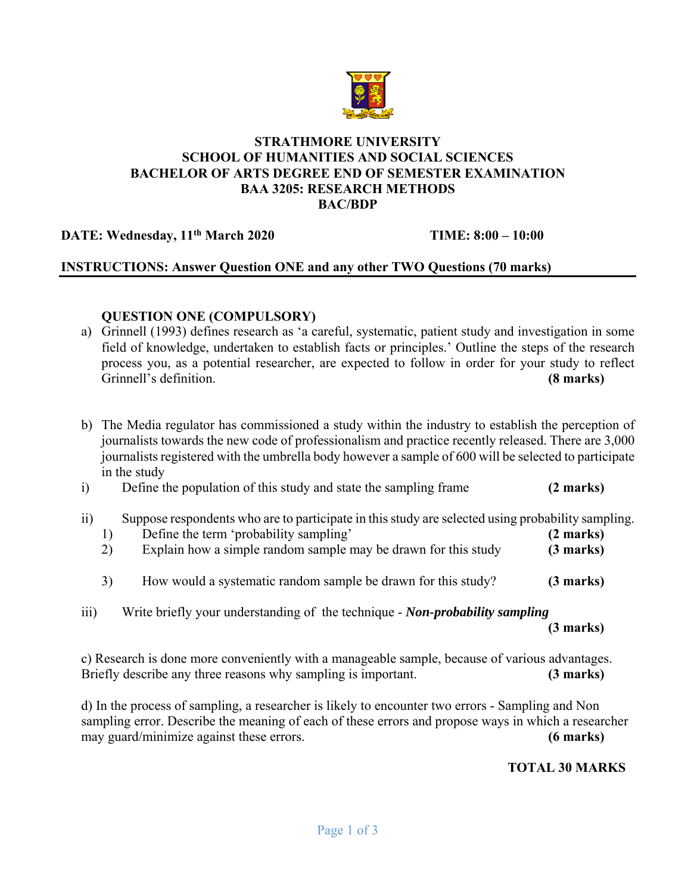**STRATHMORE UNIVERSITY**
**SCHOOL OF HUMANITIES AND SOCIAL SCIENCES**
**BACHELOR OF ARTS DEGREE END OF SEMESTER EXAMINATION**
**BAA 3205: RESEARCH METHODS**
**BAC/BDP**

**DATE: Wednesday, 11th March 2020** **TIME: 8:00 – 10:00**

**INSTRUCTIONS: Answer Question ONE and any other TWO Questions (70 marks)**

## QUESTION ONE (COMPULSORY)

a) Grinnell (1993) defines research as 'a careful, systematic, patient study and investigation in some field of knowledge, undertaken to establish facts or principles.' Outline the steps of the research process you, as a potential researcher, are expected to follow in order for your study to reflect Grinnell's definition. **(8 marks)**

b) The Media regulator has commissioned a study within the industry to establish the perception of journalists towards the new code of professionalism and practice recently released. There are 3,000 journalists registered with the umbrella body however a sample of 600 will be selected to participate in the study

i) Define the population of this study and state the sampling frame **(2 marks)**

ii) Suppose respondents who are to participate in this study are selected using probability sampling.

1) Define the term 'probability sampling' **(2 marks)**
2) Explain how a simple random sample may be drawn for this study **(3 marks)**
3) How would a systematic random sample be drawn for this study? **(3 marks)**

iii) Write briefly your understanding of the technique - ***Non-probability sampling*** **(3 marks)**

c) Research is done more conveniently with a manageable sample, because of various advantages. Briefly describe any three reasons why sampling is important. **(3 marks)**

d) In the process of sampling, a researcher is likely to encounter two errors - Sampling and Non sampling error. Describe the meaning of each of these errors and propose ways in which a researcher may guard/minimize against these errors. **(6 marks)**

**TOTAL 30 MARKS**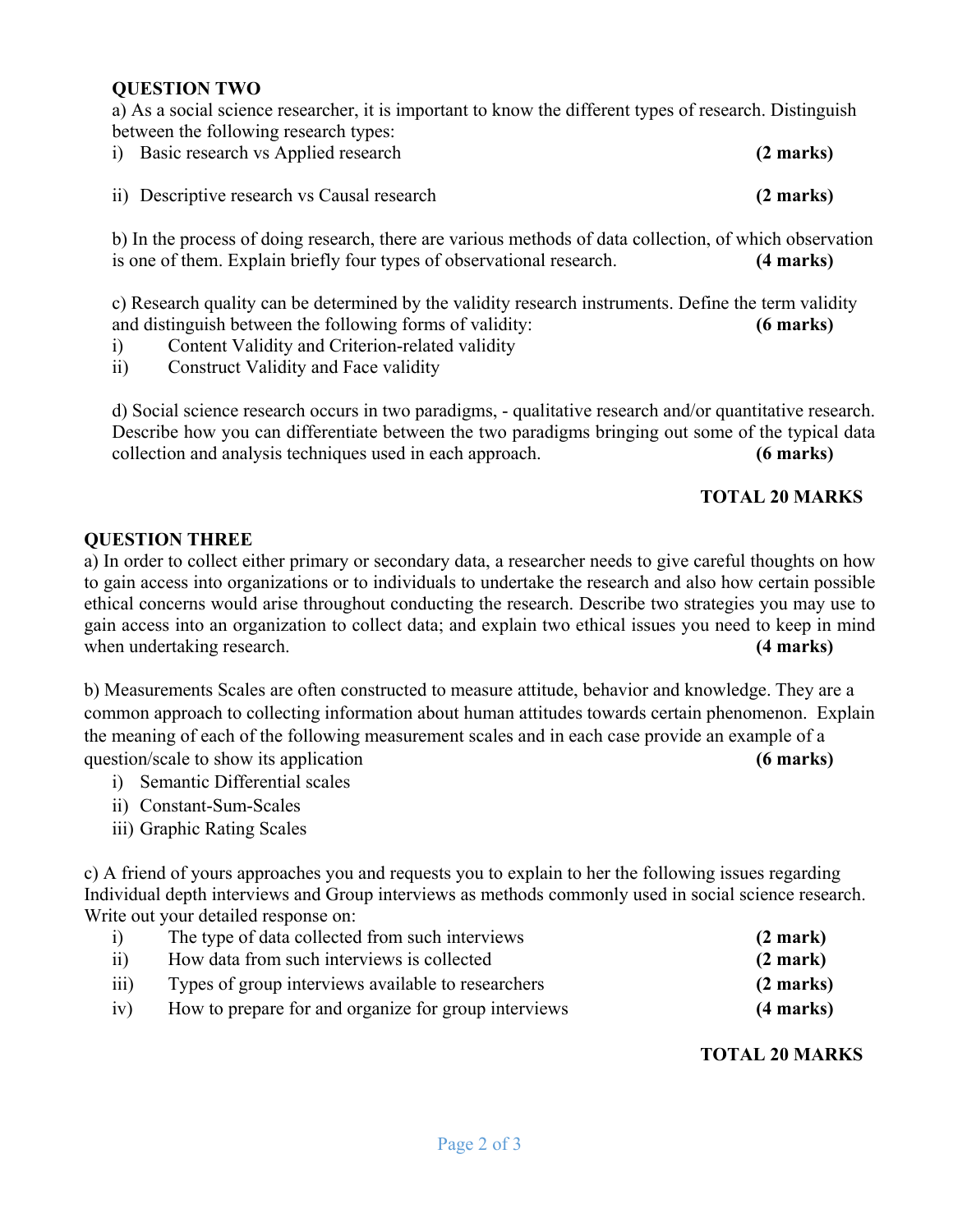## QUESTION TWO

a) As a social science researcher, it is important to know the different types of research. Distinguish between the following research types:

i) Basic research vs Applied research **(2 marks)**

ii) Descriptive research vs Causal research **(2 marks)**

b) In the process of doing research, there are various methods of data collection, of which observation is one of them. Explain briefly four types of observational research. **(4 marks)**

c) Research quality can be determined by the validity research instruments. Define the term validity and distinguish between the following forms of validity: **(6 marks)**

i) Content Validity and Criterion-related validity

ii) Construct Validity and Face validity

d) Social science research occurs in two paradigms, - qualitative research and/or quantitative research. Describe how you can differentiate between the two paradigms bringing out some of the typical data collection and analysis techniques used in each approach. **(6 marks)**

**TOTAL 20 MARKS**

## QUESTION THREE

a) In order to collect either primary or secondary data, a researcher needs to give careful thoughts on how to gain access into organizations or to individuals to undertake the research and also how certain possible ethical concerns would arise throughout conducting the research. Describe two strategies you may use to gain access into an organization to collect data; and explain two ethical issues you need to keep in mind when undertaking research. **(4 marks)**

b) Measurements Scales are often constructed to measure attitude, behavior and knowledge. They are a common approach to collecting information about human attitudes towards certain phenomenon. Explain the meaning of each of the following measurement scales and in each case provide an example of a question/scale to show its application **(6 marks)**

i) Semantic Differential scales

ii) Constant-Sum-Scales

iii) Graphic Rating Scales

c) A friend of yours approaches you and requests you to explain to her the following issues regarding Individual depth interviews and Group interviews as methods commonly used in social science research. Write out your detailed response on:

i) The type of data collected from such interviews **(2 mark)**

ii) How data from such interviews is collected **(2 mark)**

iii) Types of group interviews available to researchers **(2 marks)**

iv) How to prepare for and organize for group interviews **(4 marks)**

**TOTAL 20 MARKS**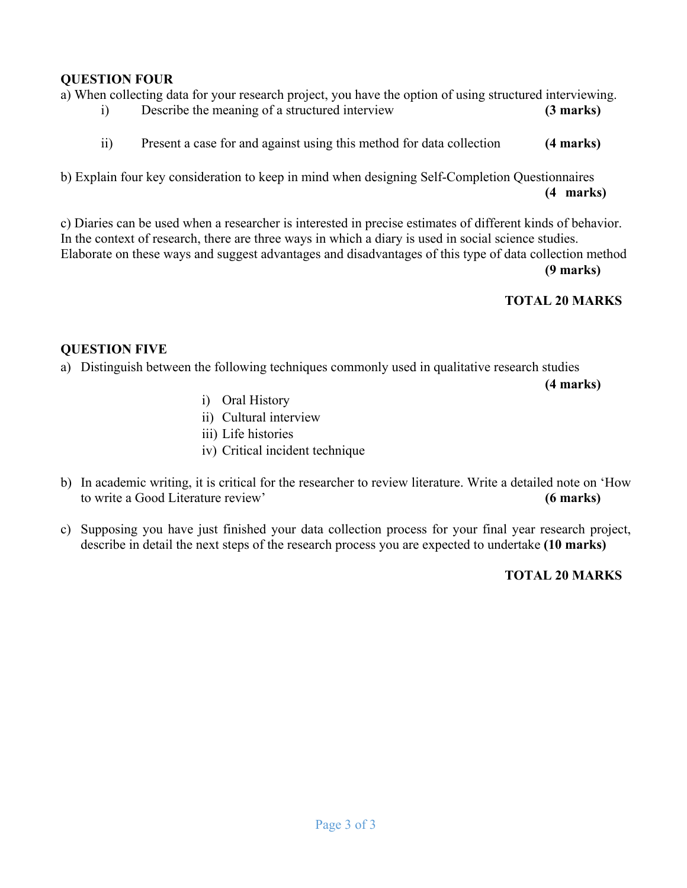**QUESTION FOUR**

a) When collecting data for your research project, you have the option of using structured interviewing.

i) Describe the meaning of a structured interview **(3 marks)**

ii) Present a case for and against using this method for data collection **(4 marks)**

b) Explain four key consideration to keep in mind when designing Self-Completion Questionnaires **(4 marks)**

c) Diaries can be used when a researcher is interested in precise estimates of different kinds of behavior. In the context of research, there are three ways in which a diary is used in social science studies. Elaborate on these ways and suggest advantages and disadvantages of this type of data collection method **(9 marks)**

**TOTAL 20 MARKS**

**QUESTION FIVE**

a) Distinguish between the following techniques commonly used in qualitative research studies **(4 marks)**

i) Oral History
ii) Cultural interview
iii) Life histories
iv) Critical incident technique

b) In academic writing, it is critical for the researcher to review literature. Write a detailed note on 'How to write a Good Literature review' **(6 marks)**

c) Supposing you have just finished your data collection process for your final year research project, describe in detail the next steps of the research process you are expected to undertake **(10 marks)**

**TOTAL 20 MARKS**